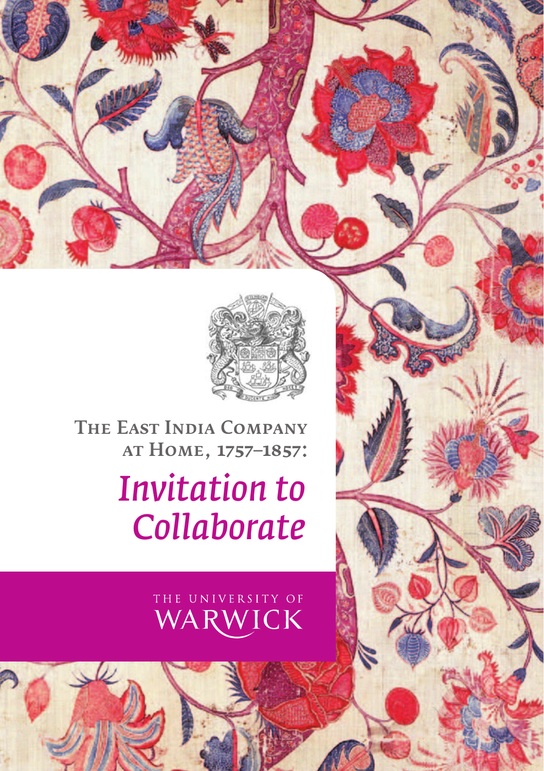# The East India Company at Home, 1757–1857:

## *Invitation to Collaborate*

THE UNIVERSITY OF WARWICK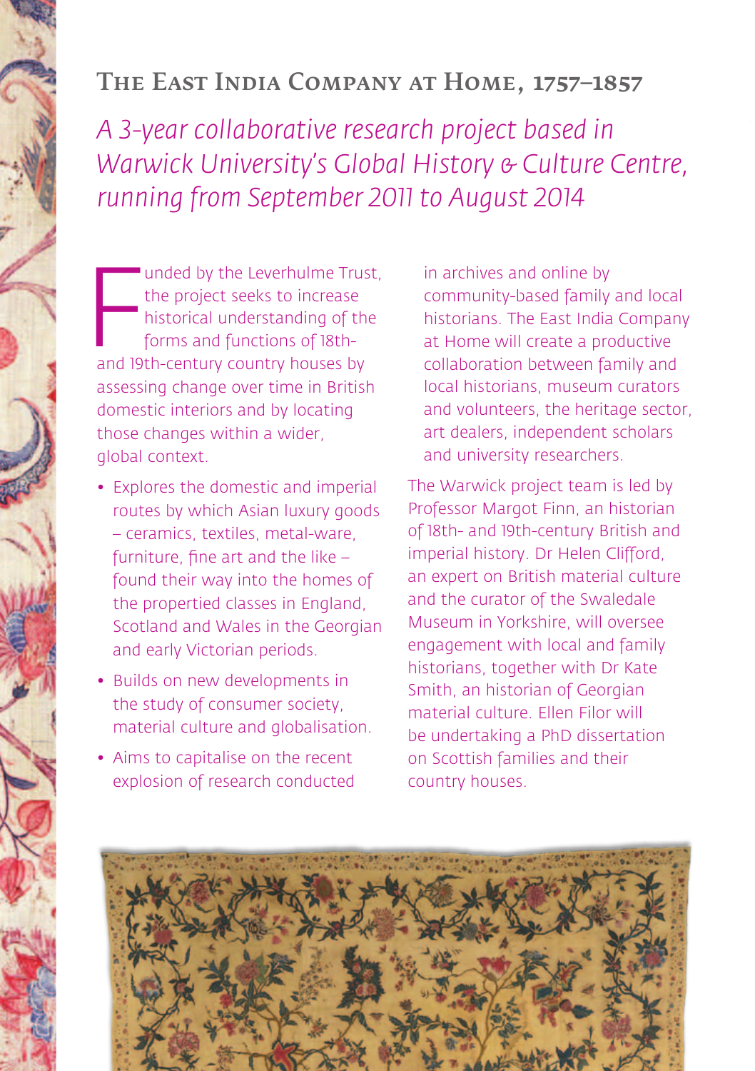## The East India Company at Home, 1757–1857

*A 3-year collaborative research project based in Warwick University's Global History & Culture Centre, running from September 2011 to August 2014*

Funded by the Leverhulme Trust, the project seeks to increase historical understanding of the forms and functions of 18th- and 19th-century country houses by assessing change over time in British domestic interiors and by locating those changes within a wider, global context.

- Explores the domestic and imperial routes by which Asian luxury goods – ceramics, textiles, metal-ware, furniture, fine art and the like – found their way into the homes of the propertied classes in England, Scotland and Wales in the Georgian and early Victorian periods.
- Builds on new developments in the study of consumer society, material culture and globalisation.
- Aims to capitalise on the recent explosion of research conducted in archives and online by community-based family and local historians. The East India Company at Home will create a productive collaboration between family and local historians, museum curators and volunteers, the heritage sector, art dealers, independent scholars and university researchers.

The Warwick project team is led by Professor Margot Finn, an historian of 18th- and 19th-century British and imperial history. Dr Helen Clifford, an expert on British material culture and the curator of the Swaledale Museum in Yorkshire, will oversee engagement with local and family historians, together with Dr Kate Smith, an historian of Georgian material culture. Ellen Filor will be undertaking a PhD dissertation on Scottish families and their country houses.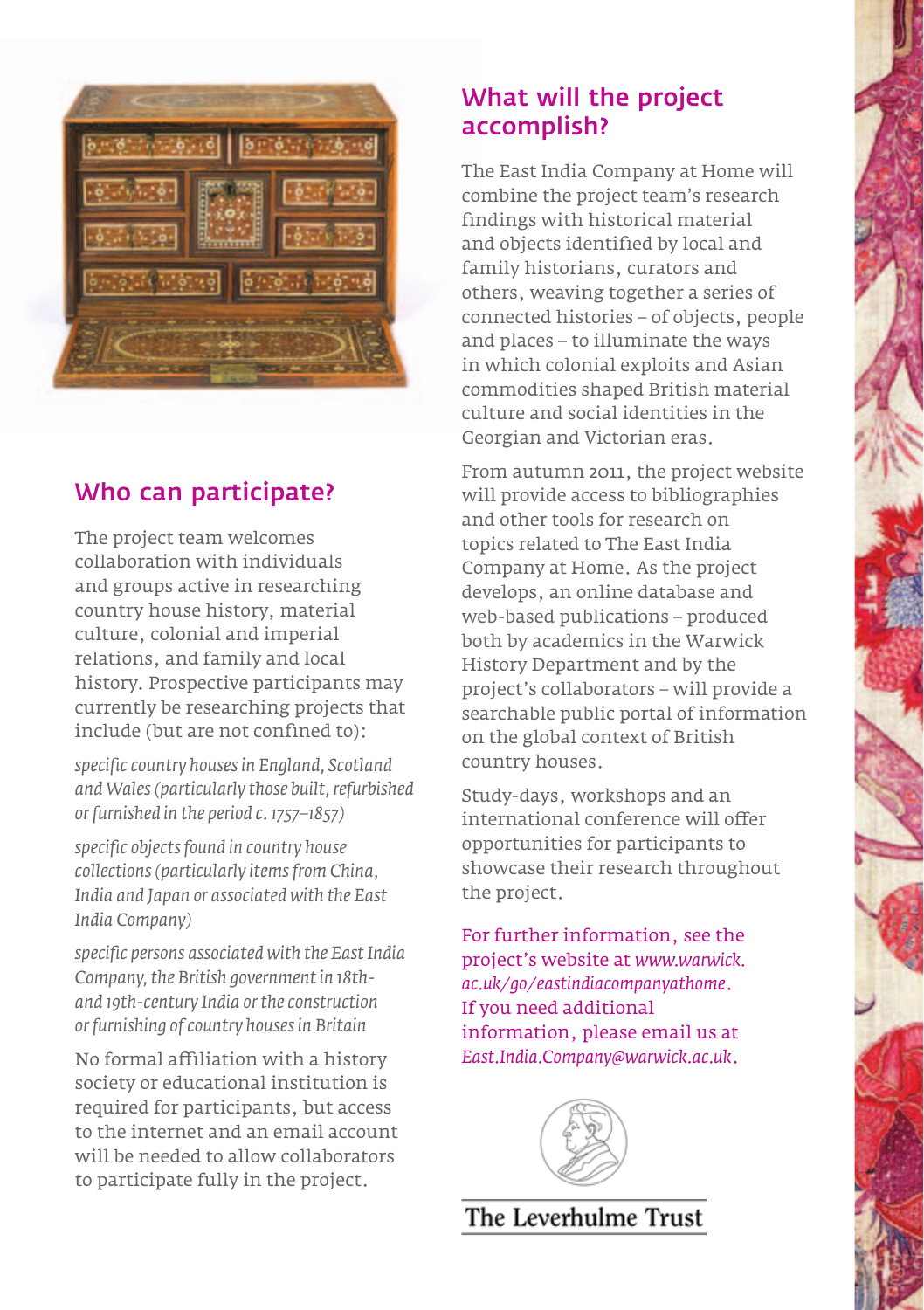## Who can participate?

The project team welcomes collaboration with individuals and groups active in researching country house history, material culture, colonial and imperial relations, and family and local history. Prospective participants may currently be researching projects that include (but are not confined to):

*specific country houses in England, Scotland and Wales (particularly those built, refurbished or furnished in the period c. 1757–1857)*

*specific objects found in country house collections (particularly items from China, India and Japan or associated with the East India Company)*

*specific persons associated with the East India Company, the British government in 18th- and 19th-century India or the construction or furnishing of country houses in Britain*

No formal affiliation with a history society or educational institution is required for participants, but access to the internet and an email account will be needed to allow collaborators to participate fully in the project.

## What will the project accomplish?

The East India Company at Home will combine the project team's research findings with historical material and objects identified by local and family historians, curators and others, weaving together a series of connected histories – of objects, people and places – to illuminate the ways in which colonial exploits and Asian commodities shaped British material culture and social identities in the Georgian and Victorian eras.

From autumn 2011, the project website will provide access to bibliographies and other tools for research on topics related to The East India Company at Home. As the project develops, an online database and web-based publications – produced both by academics in the Warwick History Department and by the project's collaborators – will provide a searchable public portal of information on the global context of British country houses.

Study-days, workshops and an international conference will offer opportunities for participants to showcase their research throughout the project.

For further information, see the project's website at *www.warwick.ac.uk/go/eastindiacompanyathome*. If you need additional information, please email us at *East.India.Company@warwick.ac.uk*.

The Leverhulme Trust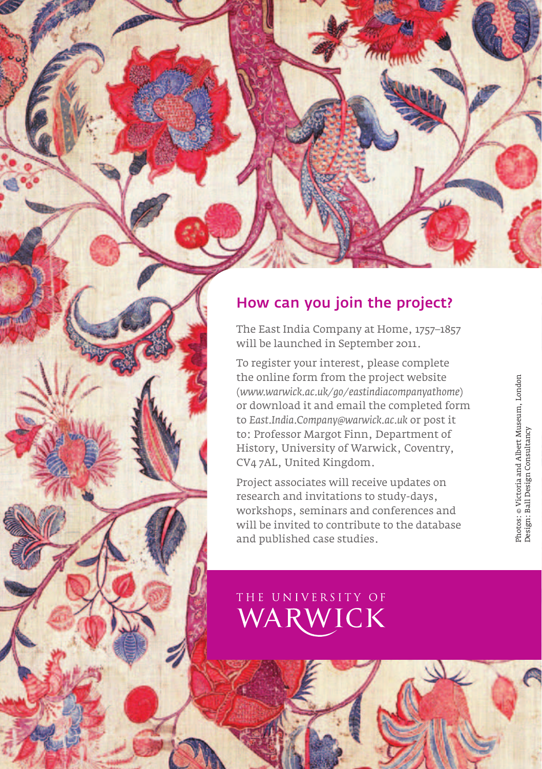## How can you join the project?

The East India Company at Home, 1757–1857 will be launched in September 2011.

To register your interest, please complete the online form from the project website (*www.warwick.ac.uk/go/eastindiacompanyathome*) or download it and email the completed form to *East.India.Company@warwick.ac.uk* or post it to: Professor Margot Finn, Department of History, University of Warwick, Coventry, CV4 7AL, United Kingdom.

Project associates will receive updates on research and invitations to study-days, workshops, seminars and conferences and will be invited to contribute to the database and published case studies.

THE UNIVERSITY OF WARWICK

Photos: © Victoria and Albert Museum, London
Design: Ball Design Consultancy